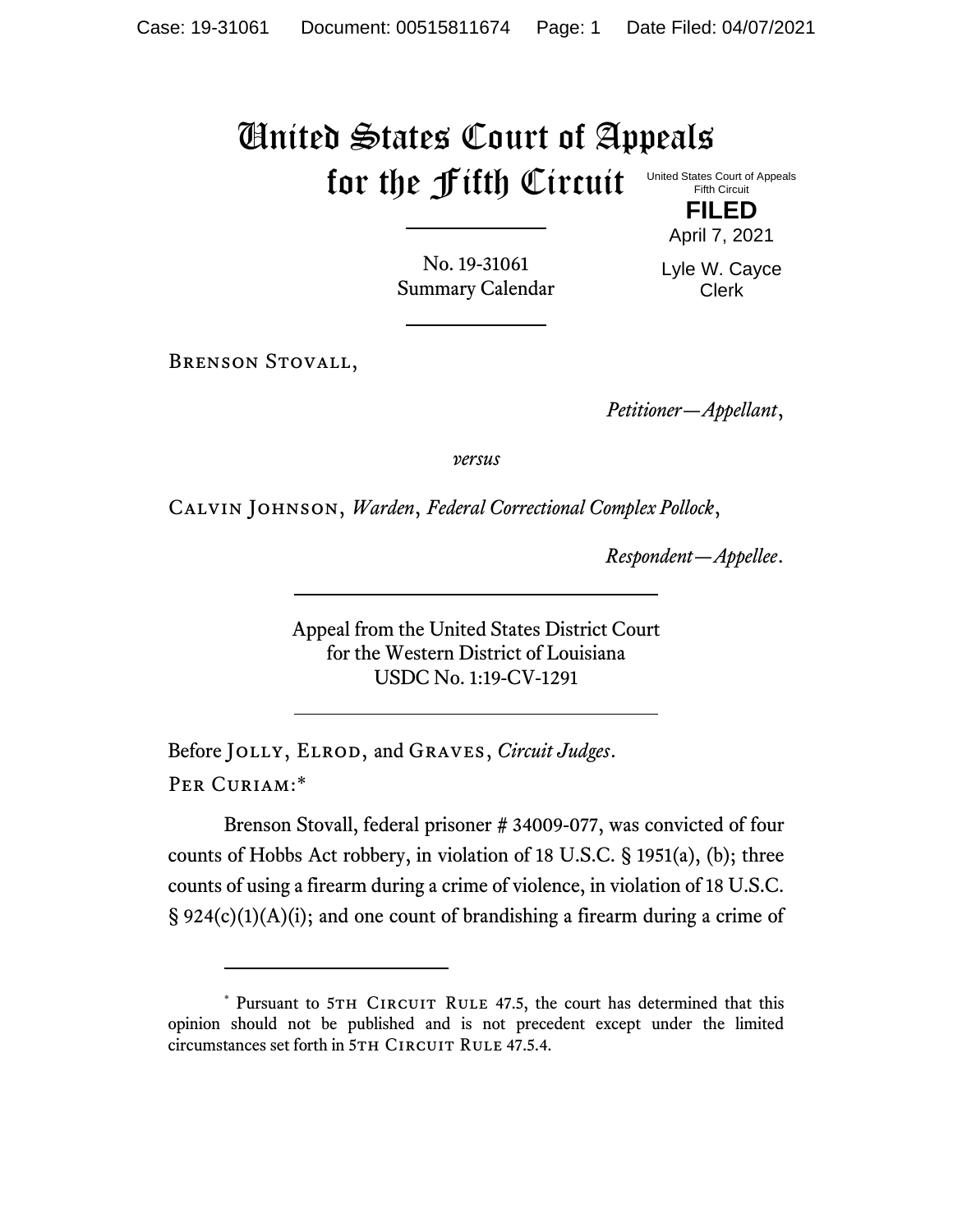# United States Court of Appeals for the Fifth Circuit

United States Court of Appeals
Fifth Circuit

**FILED**

April 7, 2021

Lyle W. Cayce
Clerk

No. 19-31061
Summary Calendar

Brenson Stovall,

*Petitioner—Appellant*,

*versus*

Calvin Johnson, *Warden*, *Federal Correctional Complex Pollock*,

*Respondent—Appellee*.

Appeal from the United States District Court
for the Western District of Louisiana
USDC No. 1:19-CV-1291

Before Jolly, Elrod, and Graves, *Circuit Judges*.

Per Curiam:*

Brenson Stovall, federal prisoner # 34009-077, was convicted of four counts of Hobbs Act robbery, in violation of 18 U.S.C. § 1951(a), (b); three counts of using a firearm during a crime of violence, in violation of 18 U.S.C. § 924(c)(1)(A)(i); and one count of brandishing a firearm during a crime of

---

\* Pursuant to 5th Circuit Rule 47.5, the court has determined that this opinion should not be published and is not precedent except under the limited circumstances set forth in 5th Circuit Rule 47.5.4.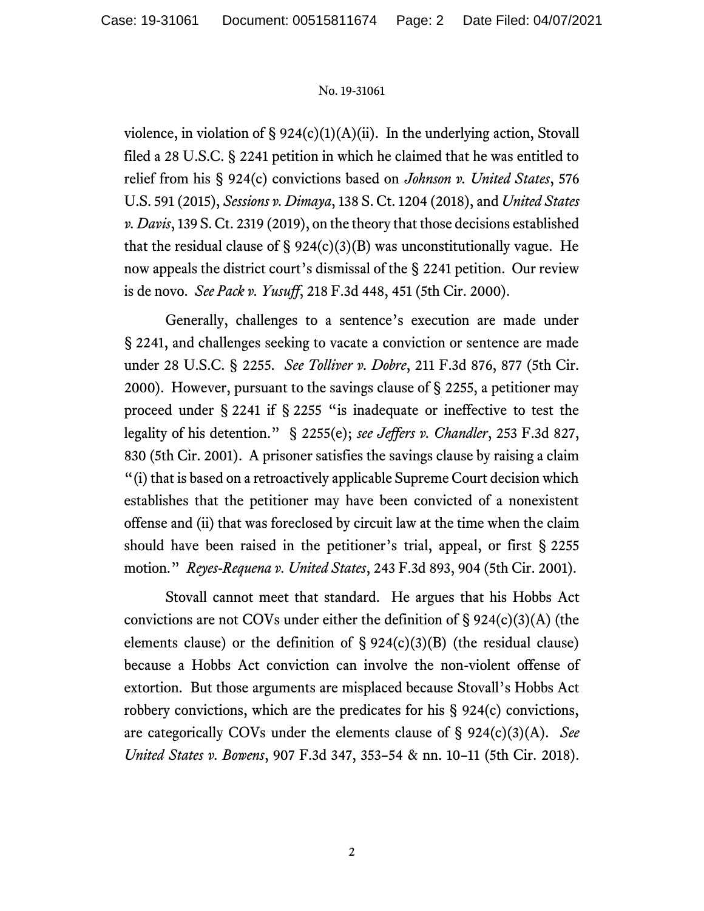violence, in violation of § 924(c)(1)(A)(ii). In the underlying action, Stovall filed a 28 U.S.C. § 2241 petition in which he claimed that he was entitled to relief from his § 924(c) convictions based on *Johnson v. United States*, 576 U.S. 591 (2015), *Sessions v. Dimaya*, 138 S. Ct. 1204 (2018), and *United States v. Davis*, 139 S. Ct. 2319 (2019), on the theory that those decisions established that the residual clause of § 924(c)(3)(B) was unconstitutionally vague. He now appeals the district court's dismissal of the § 2241 petition. Our review is de novo. *See Pack v. Yusuff*, 218 F.3d 448, 451 (5th Cir. 2000).

Generally, challenges to a sentence's execution are made under § 2241, and challenges seeking to vacate a conviction or sentence are made under 28 U.S.C. § 2255. *See Tolliver v. Dobre*, 211 F.3d 876, 877 (5th Cir. 2000). However, pursuant to the savings clause of § 2255, a petitioner may proceed under § 2241 if § 2255 "is inadequate or ineffective to test the legality of his detention." § 2255(e); *see Jeffers v. Chandler*, 253 F.3d 827, 830 (5th Cir. 2001). A prisoner satisfies the savings clause by raising a claim "(i) that is based on a retroactively applicable Supreme Court decision which establishes that the petitioner may have been convicted of a nonexistent offense and (ii) that was foreclosed by circuit law at the time when the claim should have been raised in the petitioner's trial, appeal, or first § 2255 motion." *Reyes-Requena v. United States*, 243 F.3d 893, 904 (5th Cir. 2001).

Stovall cannot meet that standard. He argues that his Hobbs Act convictions are not COVs under either the definition of § 924(c)(3)(A) (the elements clause) or the definition of § 924(c)(3)(B) (the residual clause) because a Hobbs Act conviction can involve the non-violent offense of extortion. But those arguments are misplaced because Stovall's Hobbs Act robbery convictions, which are the predicates for his § 924(c) convictions, are categorically COVs under the elements clause of § 924(c)(3)(A). *See United States v. Bowens*, 907 F.3d 347, 353–54 & nn. 10–11 (5th Cir. 2018).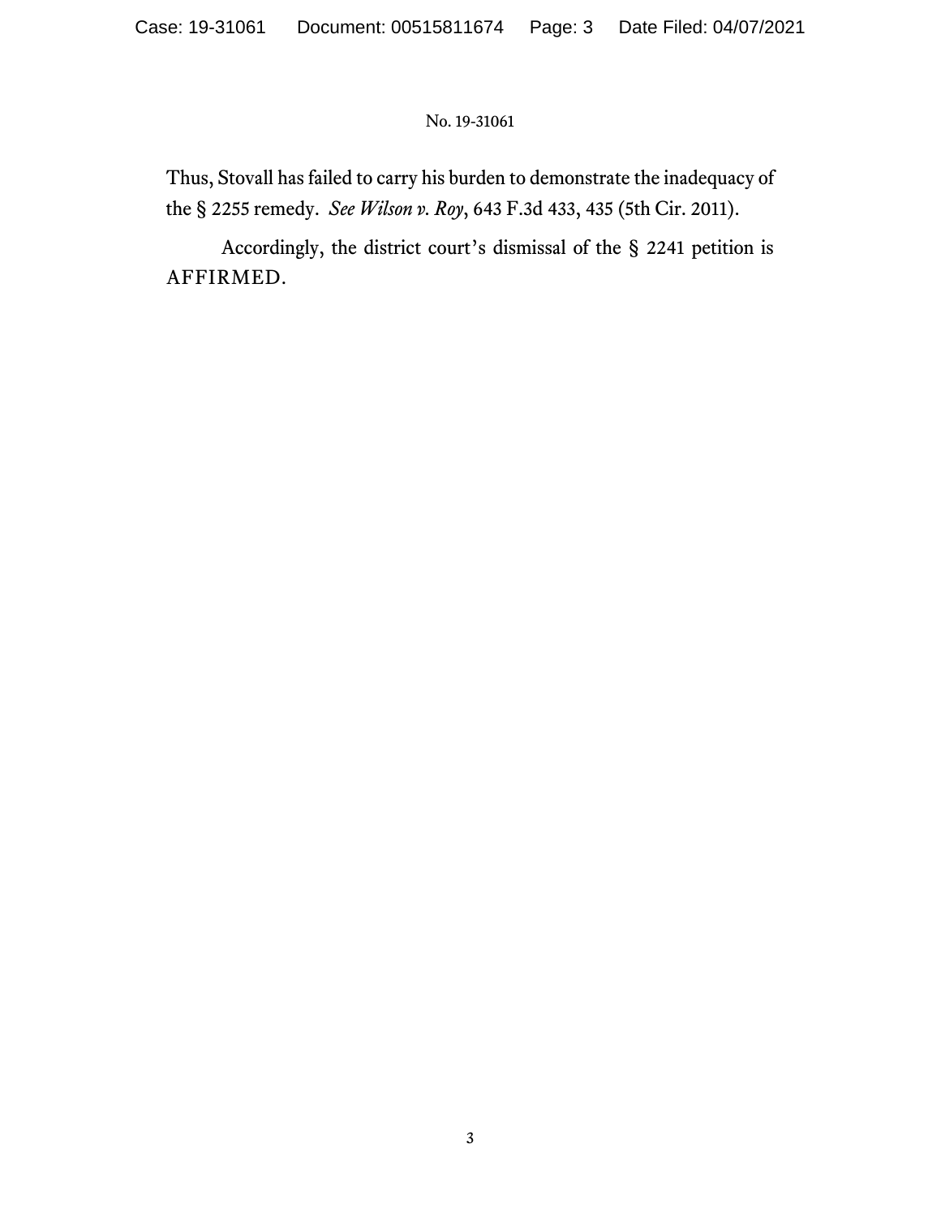Thus, Stovall has failed to carry his burden to demonstrate the inadequacy of the § 2255 remedy. *See Wilson v. Roy*, 643 F.3d 433, 435 (5th Cir. 2011).

Accordingly, the district court's dismissal of the § 2241 petition is AFFIRMED.